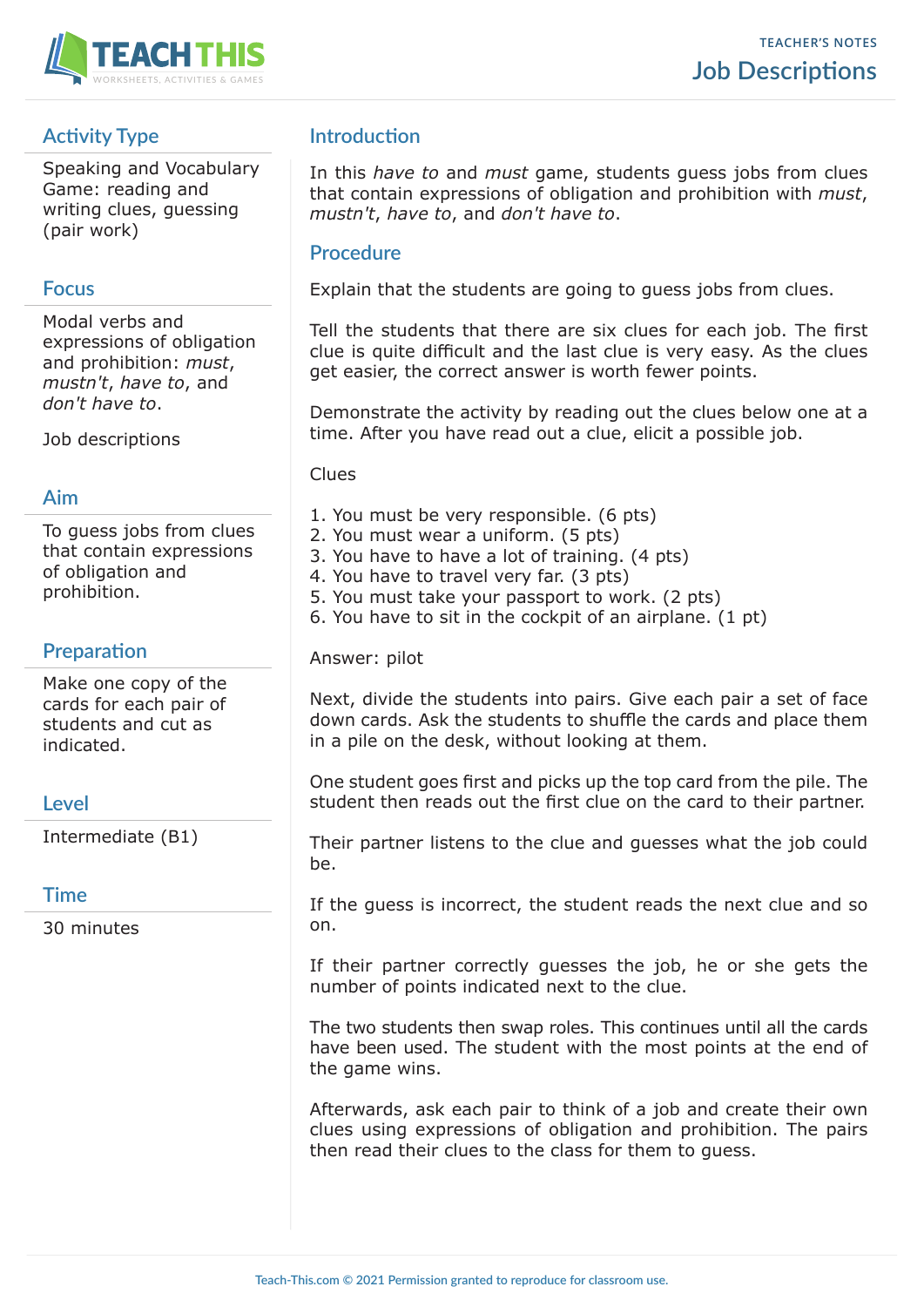TEACHER'S NOTES

# Job Descriptions

## Activity Type

Speaking and Vocabulary Game: reading and writing clues, guessing (pair work)

## Focus

Modal verbs and expressions of obligation and prohibition: *must*, *mustn't*, *have to*, and *don't have to*.

Job descriptions

## Aim

To guess jobs from clues that contain expressions of obligation and prohibition.

## Preparation

Make one copy of the cards for each pair of students and cut as indicated.

## Level

Intermediate (B1)

## Time

30 minutes

## Introduction

In this *have to* and *must* game, students guess jobs from clues that contain expressions of obligation and prohibition with *must*, *mustn't*, *have to*, and *don't have to*.

## Procedure

Explain that the students are going to guess jobs from clues.

Tell the students that there are six clues for each job. The first clue is quite difficult and the last clue is very easy. As the clues get easier, the correct answer is worth fewer points.

Demonstrate the activity by reading out the clues below one at a time. After you have read out a clue, elicit a possible job.

Clues

1. You must be very responsible. (6 pts)
2. You must wear a uniform. (5 pts)
3. You have to have a lot of training. (4 pts)
4. You have to travel very far. (3 pts)
5. You must take your passport to work. (2 pts)
6. You have to sit in the cockpit of an airplane. (1 pt)

Answer: pilot

Next, divide the students into pairs. Give each pair a set of face down cards. Ask the students to shuffle the cards and place them in a pile on the desk, without looking at them.

One student goes first and picks up the top card from the pile. The student then reads out the first clue on the card to their partner.

Their partner listens to the clue and guesses what the job could be.

If the guess is incorrect, the student reads the next clue and so on.

If their partner correctly guesses the job, he or she gets the number of points indicated next to the clue.

The two students then swap roles. This continues until all the cards have been used. The student with the most points at the end of the game wins.

Afterwards, ask each pair to think of a job and create their own clues using expressions of obligation and prohibition. The pairs then read their clues to the class for them to guess.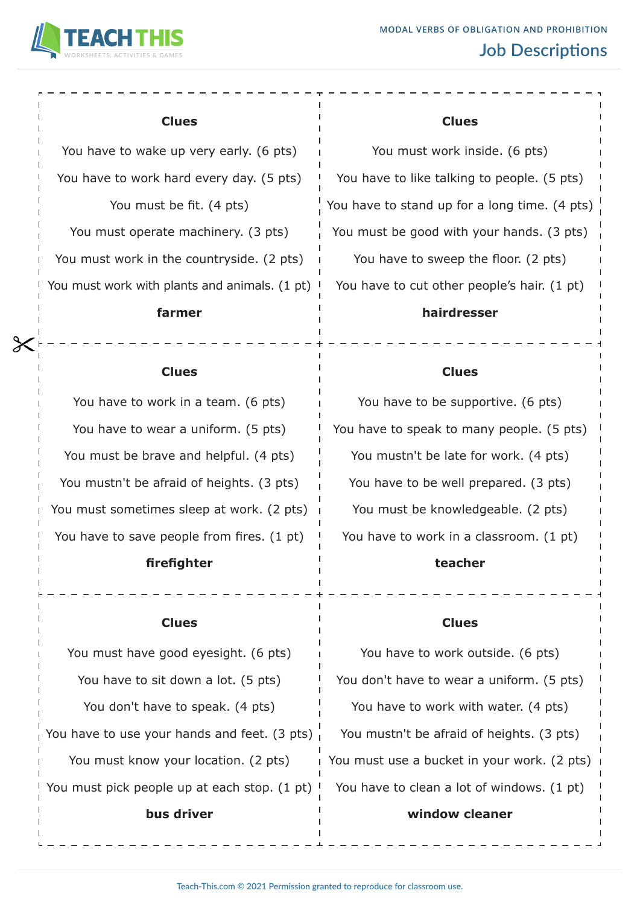**Clues**

You have to wake up very early. (6 pts)

You have to work hard every day. (5 pts)

You must be fit. (4 pts)

You must operate machinery. (3 pts)

You must work in the countryside. (2 pts)

You must work with plants and animals. (1 pt)

**farmer**

**Clues**

You must work inside. (6 pts)

You have to like talking to people. (5 pts)

You have to stand up for a long time. (4 pts)

You must be good with your hands. (3 pts)

You have to sweep the floor. (2 pts)

You have to cut other people's hair. (1 pt)

**hairdresser**

**Clues**

You have to work in a team. (6 pts)

You have to wear a uniform. (5 pts)

You must be brave and helpful. (4 pts)

You mustn't be afraid of heights. (3 pts)

You must sometimes sleep at work. (2 pts)

You have to save people from fires. (1 pt)

**firefighter**

**Clues**

You have to be supportive. (6 pts)

You have to speak to many people. (5 pts)

You mustn't be late for work. (4 pts)

You have to be well prepared. (3 pts)

You must be knowledgeable. (2 pts)

You have to work in a classroom. (1 pt)

**teacher**

**Clues**

You must have good eyesight. (6 pts)

You have to sit down a lot. (5 pts)

You don't have to speak. (4 pts)

You have to use your hands and feet. (3 pts)

You must know your location. (2 pts)

You must pick people up at each stop. (1 pt)

**bus driver**

**Clues**

You have to work outside. (6 pts)

You don't have to wear a uniform. (5 pts)

You have to work with water. (4 pts)

You mustn't be afraid of heights. (3 pts)

You must use a bucket in your work. (2 pts)

You have to clean a lot of windows. (1 pt)

**window cleaner**